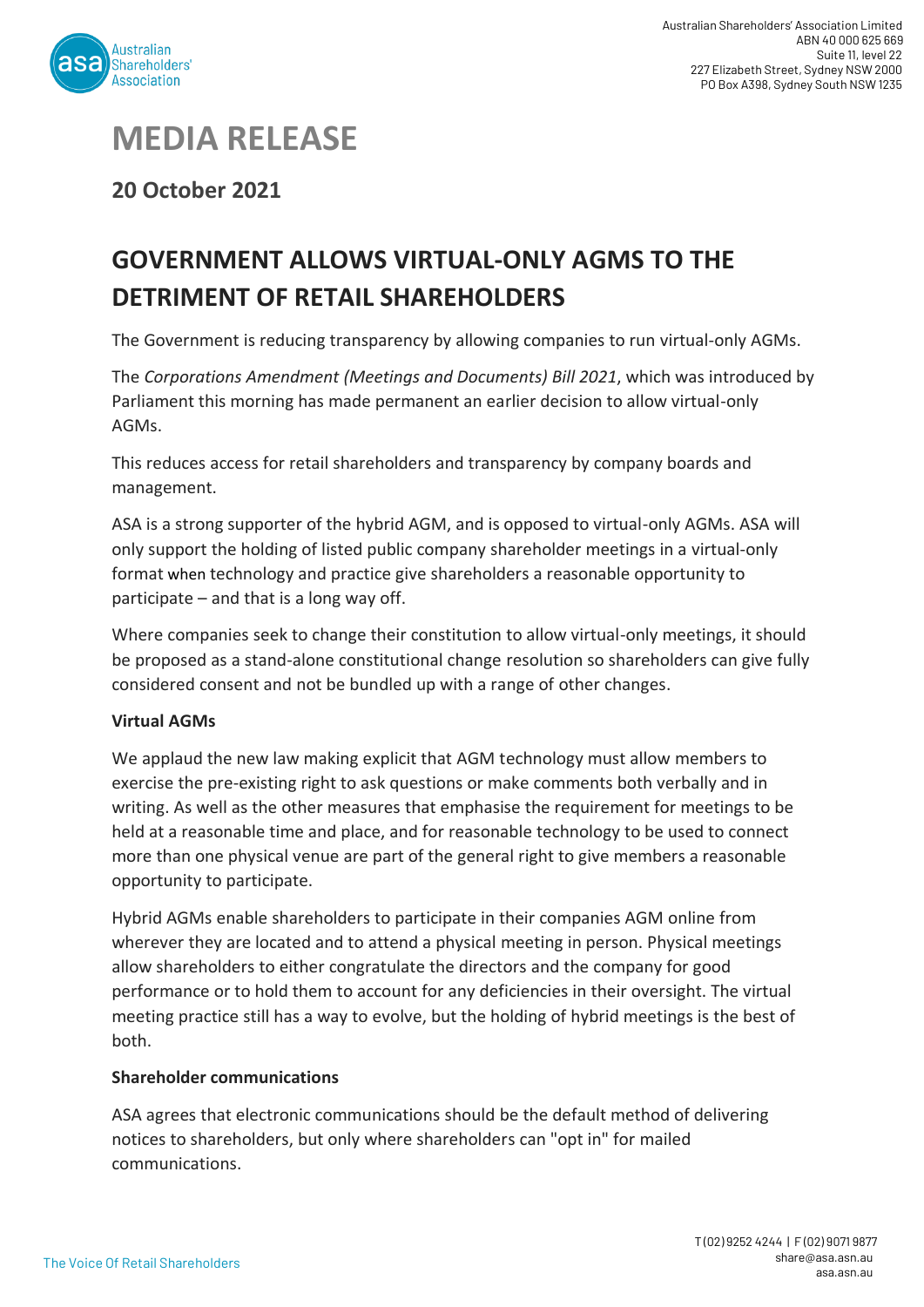Australian Shareholders' Association Limited
ABN 40 000 625 669
Suite 11, level 22
227 Elizabeth Street, Sydney NSW 2000
PO Box A398, Sydney South NSW 1235

# MEDIA RELEASE

**20 October 2021**

## GOVERNMENT ALLOWS VIRTUAL-ONLY AGMS TO THE DETRIMENT OF RETAIL SHAREHOLDERS

The Government is reducing transparency by allowing companies to run virtual-only AGMs.

The *Corporations Amendment (Meetings and Documents) Bill 2021*, which was introduced by Parliament this morning has made permanent an earlier decision to allow virtual-only AGMs.

This reduces access for retail shareholders and transparency by company boards and management.

ASA is a strong supporter of the hybrid AGM, and is opposed to virtual-only AGMs. ASA will only support the holding of listed public company shareholder meetings in a virtual-only format when technology and practice give shareholders a reasonable opportunity to participate – and that is a long way off.

Where companies seek to change their constitution to allow virtual-only meetings, it should be proposed as a stand-alone constitutional change resolution so shareholders can give fully considered consent and not be bundled up with a range of other changes.

**Virtual AGMs**

We applaud the new law making explicit that AGM technology must allow members to exercise the pre-existing right to ask questions or make comments both verbally and in writing. As well as the other measures that emphasise the requirement for meetings to be held at a reasonable time and place, and for reasonable technology to be used to connect more than one physical venue are part of the general right to give members a reasonable opportunity to participate.

Hybrid AGMs enable shareholders to participate in their companies AGM online from wherever they are located and to attend a physical meeting in person. Physical meetings allow shareholders to either congratulate the directors and the company for good performance or to hold them to account for any deficiencies in their oversight. The virtual meeting practice still has a way to evolve, but the holding of hybrid meetings is the best of both.

**Shareholder communications**

ASA agrees that electronic communications should be the default method of delivering notices to shareholders, but only where shareholders can "opt in" for mailed communications.

The Voice Of Retail Shareholders

T (02) 9252 4244 | F (02) 9071 9877
share@asa.asn.au
asa.asn.au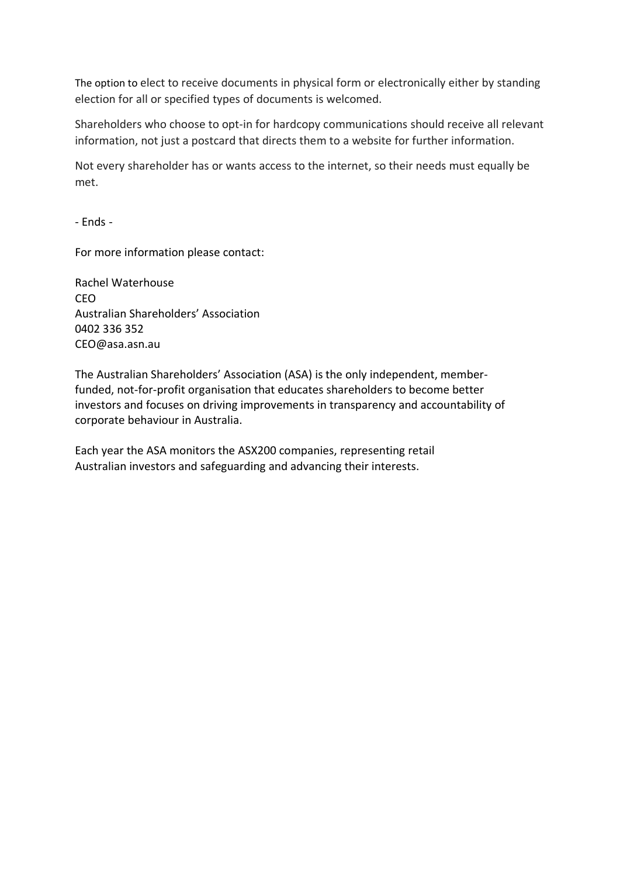The option to elect to receive documents in physical form or electronically either by standing election for all or specified types of documents is welcomed.

Shareholders who choose to opt-in for hardcopy communications should receive all relevant information, not just a postcard that directs them to a website for further information.

Not every shareholder has or wants access to the internet, so their needs must equally be met.

- Ends -

For more information please contact:

Rachel Waterhouse
CEO
Australian Shareholders' Association
0402 336 352
CEO@asa.asn.au

The Australian Shareholders' Association (ASA) is the only independent, member-funded, not-for-profit organisation that educates shareholders to become better investors and focuses on driving improvements in transparency and accountability of corporate behaviour in Australia.

Each year the ASA monitors the ASX200 companies, representing retail Australian investors and safeguarding and advancing their interests.